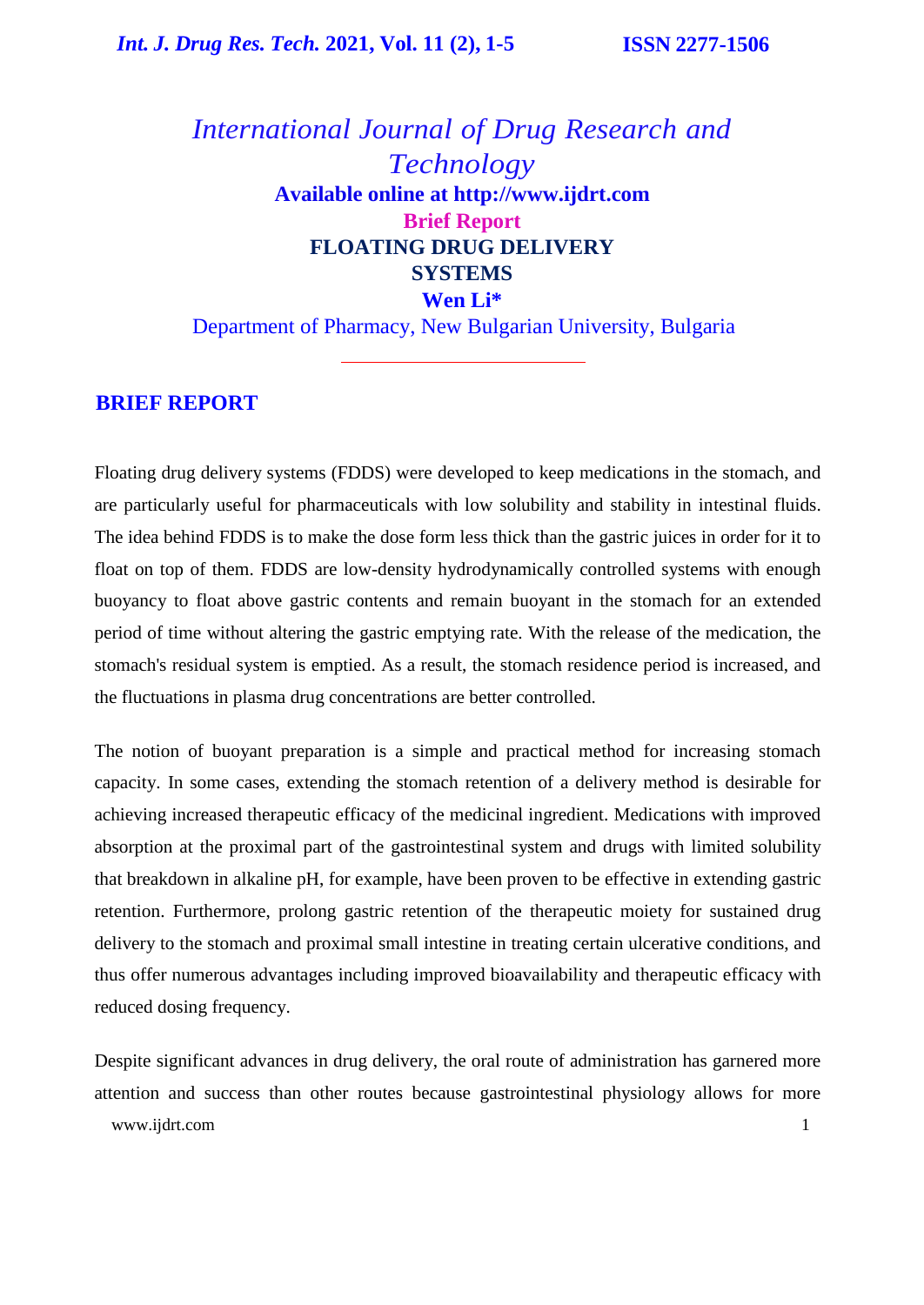# International Journal of Drug Research and Technology

**Available online at http://www.ijdrt.com**

**Brief Report**

## FLOATING DRUG DELIVERY SYSTEMS

**Wen Li***

Department of Pharmacy, New Bulgarian University, Bulgaria

## BRIEF REPORT

Floating drug delivery systems (FDDS) were developed to keep medications in the stomach, and are particularly useful for pharmaceuticals with low solubility and stability in intestinal fluids. The idea behind FDDS is to make the dose form less thick than the gastric juices in order for it to float on top of them. FDDS are low-density hydrodynamically controlled systems with enough buoyancy to float above gastric contents and remain buoyant in the stomach for an extended period of time without altering the gastric emptying rate. With the release of the medication, the stomach's residual system is emptied. As a result, the stomach residence period is increased, and the fluctuations in plasma drug concentrations are better controlled.

The notion of buoyant preparation is a simple and practical method for increasing stomach capacity. In some cases, extending the stomach retention of a delivery method is desirable for achieving increased therapeutic efficacy of the medicinal ingredient. Medications with improved absorption at the proximal part of the gastrointestinal system and drugs with limited solubility that breakdown in alkaline pH, for example, have been proven to be effective in extending gastric retention. Furthermore, prolong gastric retention of the therapeutic moiety for sustained drug delivery to the stomach and proximal small intestine in treating certain ulcerative conditions, and thus offer numerous advantages including improved bioavailability and therapeutic efficacy with reduced dosing frequency.

Despite significant advances in drug delivery, the oral route of administration has garnered more attention and success than other routes because gastrointestinal physiology allows for more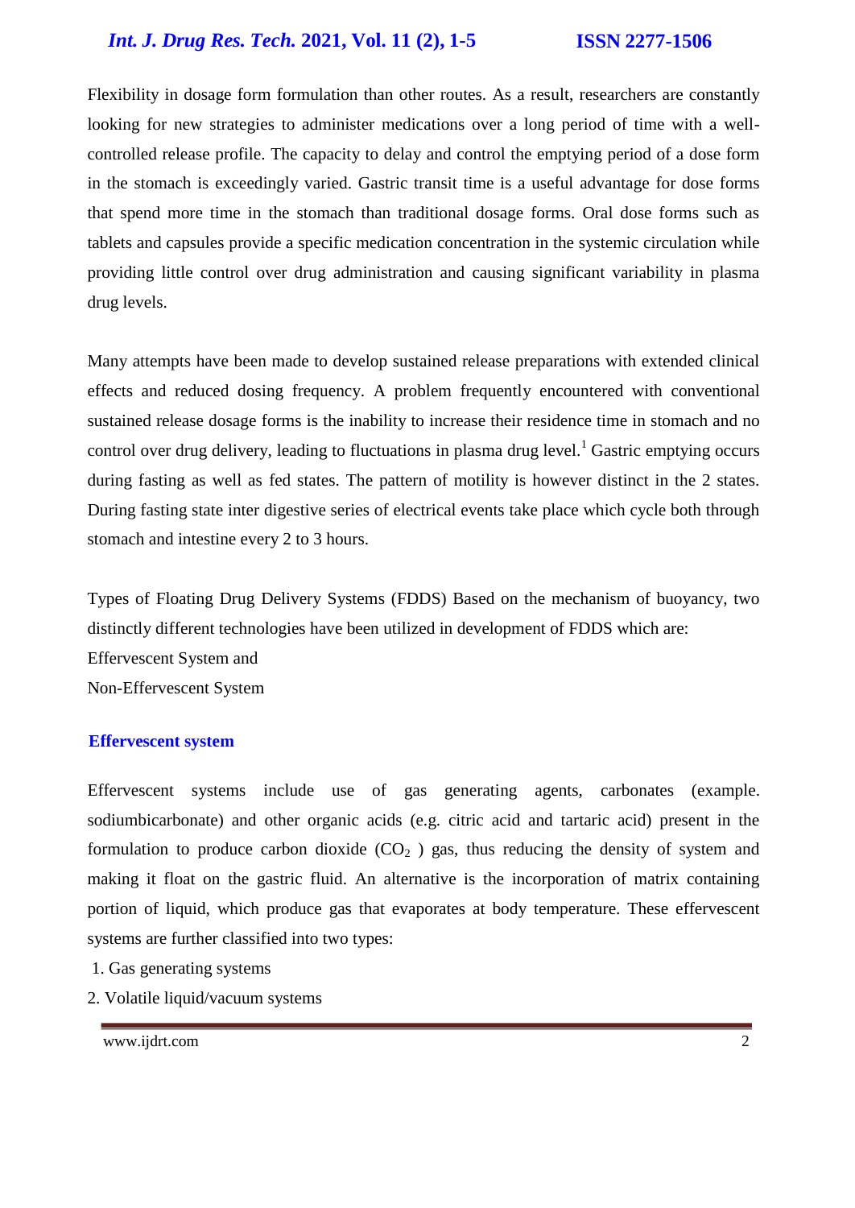Flexibility in dosage form formulation than other routes. As a result, researchers are constantly looking for new strategies to administer medications over a long period of time with a well-controlled release profile. The capacity to delay and control the emptying period of a dose form in the stomach is exceedingly varied. Gastric transit time is a useful advantage for dose forms that spend more time in the stomach than traditional dosage forms. Oral dose forms such as tablets and capsules provide a specific medication concentration in the systemic circulation while providing little control over drug administration and causing significant variability in plasma drug levels.

Many attempts have been made to develop sustained release preparations with extended clinical effects and reduced dosing frequency. A problem frequently encountered with conventional sustained release dosage forms is the inability to increase their residence time in stomach and no control over drug delivery, leading to fluctuations in plasma drug level.[1] Gastric emptying occurs during fasting as well as fed states. The pattern of motility is however distinct in the 2 states. During fasting state inter digestive series of electrical events take place which cycle both through stomach and intestine every 2 to 3 hours.

Types of Floating Drug Delivery Systems (FDDS) Based on the mechanism of buoyancy, two distinctly different technologies have been utilized in development of FDDS which are:
Effervescent System and
Non-Effervescent System

## Effervescent system

Effervescent systems include use of gas generating agents, carbonates (example. sodiumbicarbonate) and other organic acids (e.g. citric acid and tartaric acid) present in the formulation to produce carbon dioxide ($CO_2$ ) gas, thus reducing the density of system and making it float on the gastric fluid. An alternative is the incorporation of matrix containing portion of liquid, which produce gas that evaporates at body temperature. These effervescent systems are further classified into two types:

1. Gas generating systems
2. Volatile liquid/vacuum systems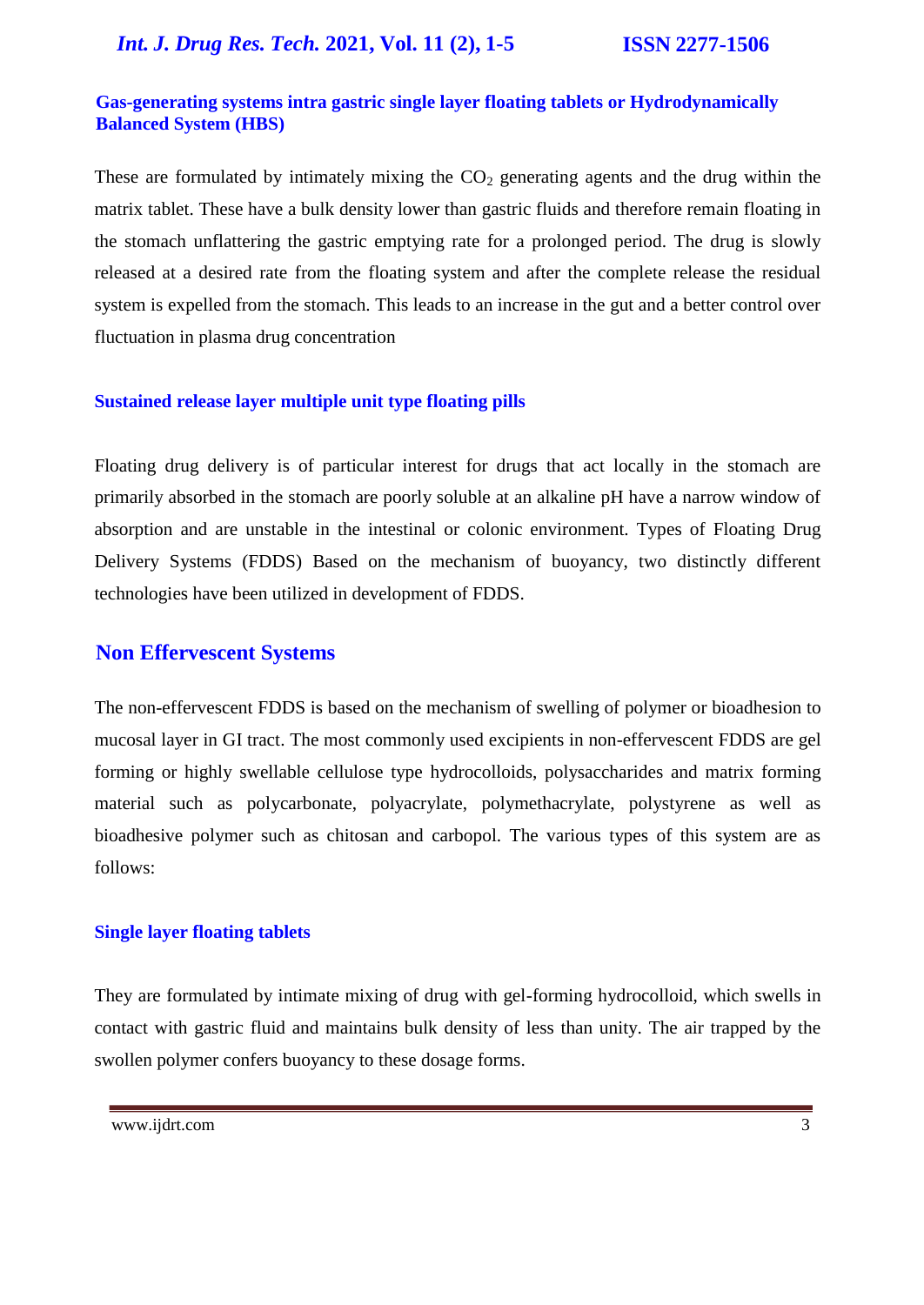### Gas-generating systems intra gastric single layer floating tablets or Hydrodynamically Balanced System (HBS)

These are formulated by intimately mixing the $CO_2$ generating agents and the drug within the matrix tablet. These have a bulk density lower than gastric fluids and therefore remain floating in the stomach unflattering the gastric emptying rate for a prolonged period. The drug is slowly released at a desired rate from the floating system and after the complete release the residual system is expelled from the stomach. This leads to an increase in the gut and a better control over fluctuation in plasma drug concentration

### Sustained release layer multiple unit type floating pills

Floating drug delivery is of particular interest for drugs that act locally in the stomach are primarily absorbed in the stomach are poorly soluble at an alkaline pH have a narrow window of absorption and are unstable in the intestinal or colonic environment. Types of Floating Drug Delivery Systems (FDDS) Based on the mechanism of buoyancy, two distinctly different technologies have been utilized in development of FDDS.

## Non Effervescent Systems

The non-effervescent FDDS is based on the mechanism of swelling of polymer or bioadhesion to mucosal layer in GI tract. The most commonly used excipients in non-effervescent FDDS are gel forming or highly swellable cellulose type hydrocolloids, polysaccharides and matrix forming material such as polycarbonate, polyacrylate, polymethacrylate, polystyrene as well as bioadhesive polymer such as chitosan and carbopol. The various types of this system are as follows:

### Single layer floating tablets

They are formulated by intimate mixing of drug with gel-forming hydrocolloid, which swells in contact with gastric fluid and maintains bulk density of less than unity. The air trapped by the swollen polymer confers buoyancy to these dosage forms.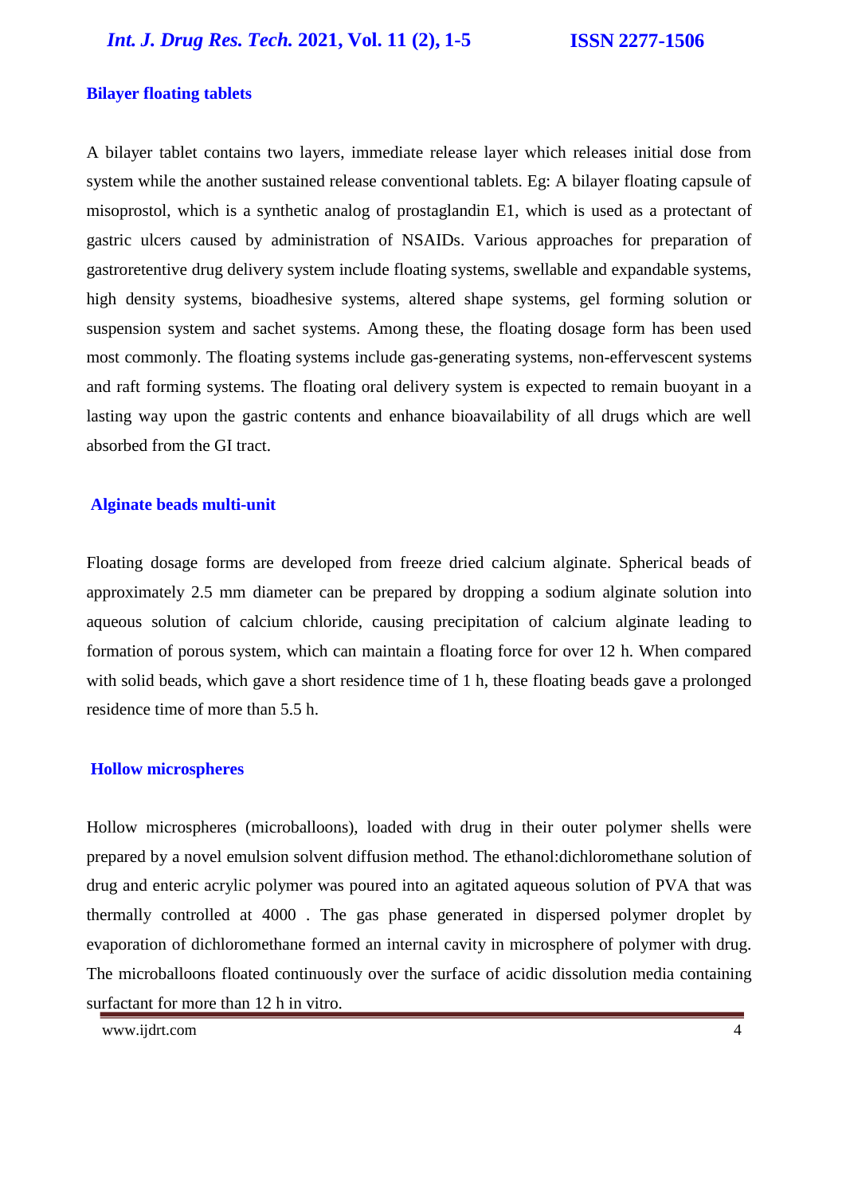### Bilayer floating tablets

A bilayer tablet contains two layers, immediate release layer which releases initial dose from system while the another sustained release conventional tablets. Eg: A bilayer floating capsule of misoprostol, which is a synthetic analog of prostaglandin E1, which is used as a protectant of gastric ulcers caused by administration of NSAIDs. Various approaches for preparation of gastroretentive drug delivery system include floating systems, swellable and expandable systems, high density systems, bioadhesive systems, altered shape systems, gel forming solution or suspension system and sachet systems. Among these, the floating dosage form has been used most commonly. The floating systems include gas-generating systems, non-effervescent systems and raft forming systems. The floating oral delivery system is expected to remain buoyant in a lasting way upon the gastric contents and enhance bioavailability of all drugs which are well absorbed from the GI tract.

### Alginate beads multi-unit

Floating dosage forms are developed from freeze dried calcium alginate. Spherical beads of approximately 2.5 mm diameter can be prepared by dropping a sodium alginate solution into aqueous solution of calcium chloride, causing precipitation of calcium alginate leading to formation of porous system, which can maintain a floating force for over 12 h. When compared with solid beads, which gave a short residence time of 1 h, these floating beads gave a prolonged residence time of more than 5.5 h.

### Hollow microspheres

Hollow microspheres (microballoons), loaded with drug in their outer polymer shells were prepared by a novel emulsion solvent diffusion method. The ethanol:dichloromethane solution of drug and enteric acrylic polymer was poured into an agitated aqueous solution of PVA that was thermally controlled at 4000 . The gas phase generated in dispersed polymer droplet by evaporation of dichloromethane formed an internal cavity in microsphere of polymer with drug. The microballoons floated continuously over the surface of acidic dissolution media containing surfactant for more than 12 h in vitro.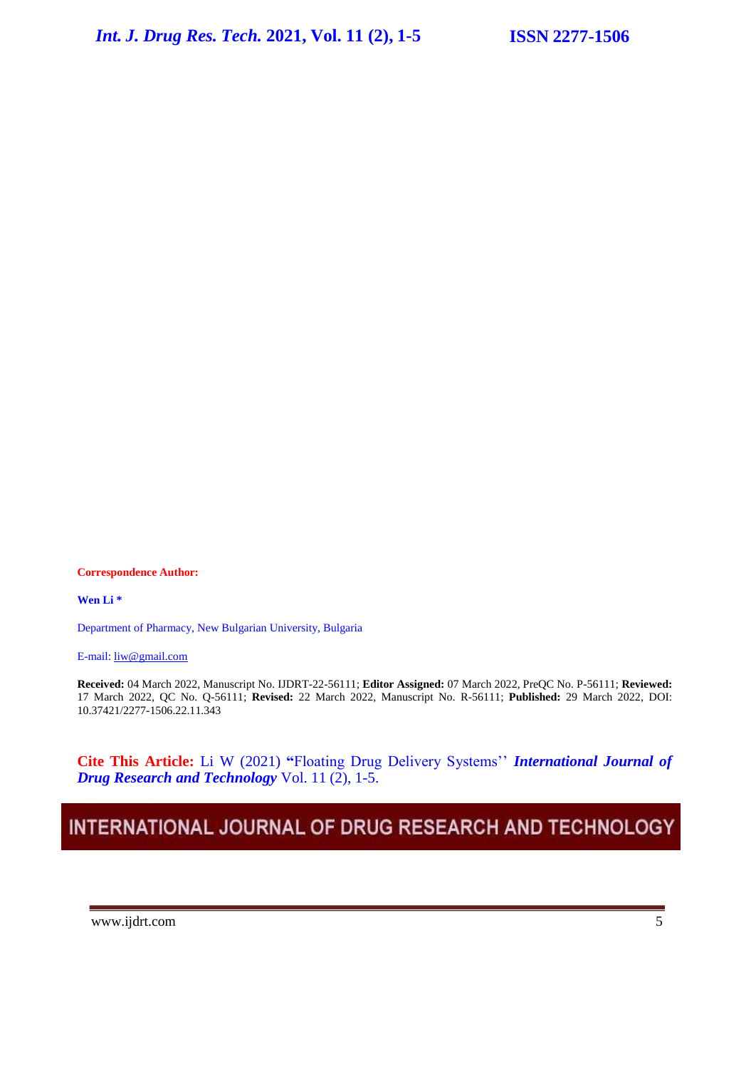**Correspondence Author:**

**Wen Li \***

Department of Pharmacy, New Bulgarian University, Bulgaria

E-mail: liw@gmail.com

**Received:** 04 March 2022, Manuscript No. IJDRT-22-56111; **Editor Assigned:** 07 March 2022, PreQC No. P-56111; **Reviewed:** 17 March 2022, QC No. Q-56111; **Revised:** 22 March 2022, Manuscript No. R-56111; **Published:** 29 March 2022, DOI: 10.37421/2277-1506.22.11.343

**Cite This Article:** Li W (2021) **"**Floating Drug Delivery Systems'' ***International Journal of Drug Research and Technology*** Vol. 11 (2), 1-5.

INTERNATIONAL JOURNAL OF DRUG RESEARCH AND TECHNOLOGY